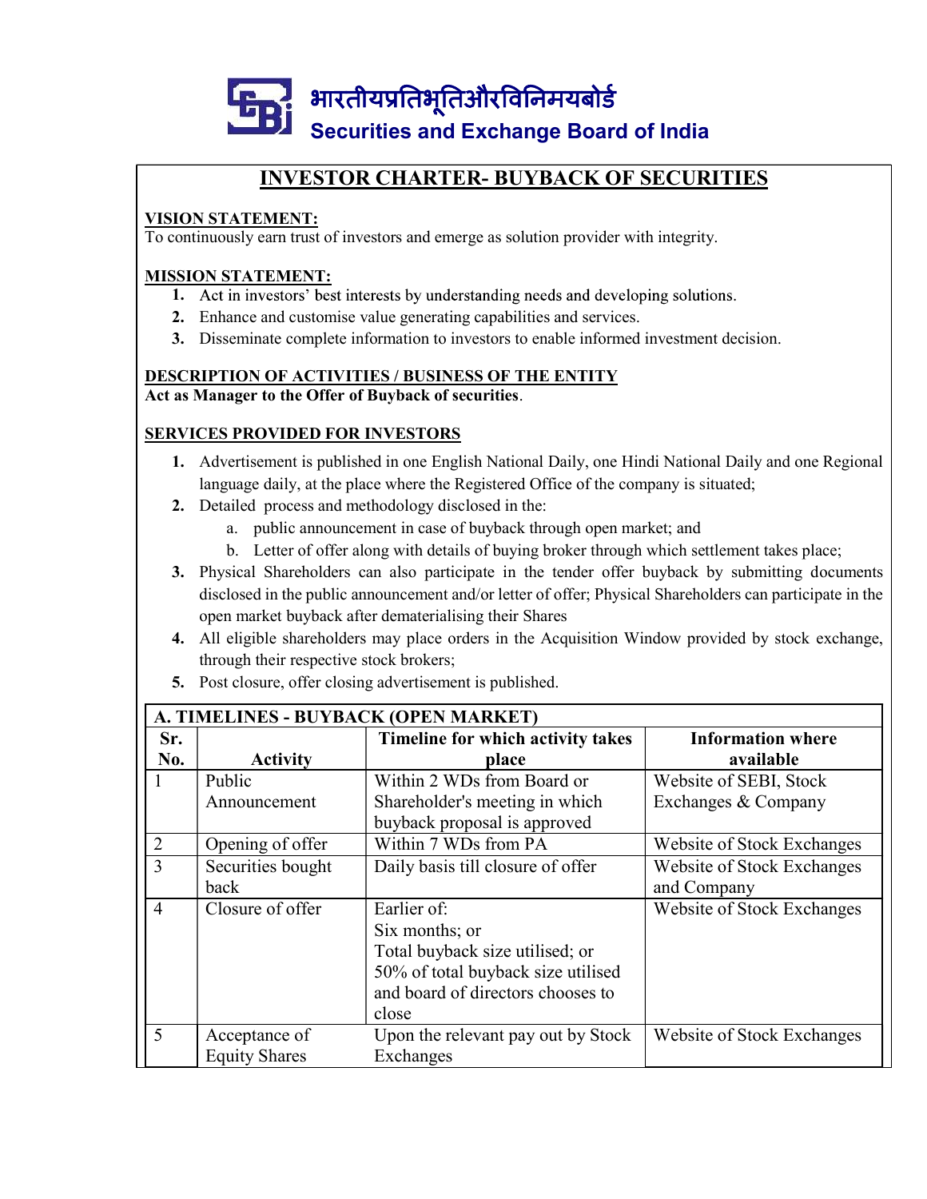भारतीयप्रतिभूतिऔरविनिमयबोर्ड
Securities and Exchange Board of India

# INVESTOR CHARTER- BUYBACK OF SECURITIES

**VISION STATEMENT:**
To continuously earn trust of investors and emerge as solution provider with integrity.

**MISSION STATEMENT:**

1. Act in investors' best interests by understanding needs and developing solutions.
2. Enhance and customise value generating capabilities and services.
3. Disseminate complete information to investors to enable informed investment decision.

**DESCRIPTION OF ACTIVITIES / BUSINESS OF THE ENTITY**
**Act as Manager to the Offer of Buyback of securities**.

**SERVICES PROVIDED FOR INVESTORS**

1. Advertisement is published in one English National Daily, one Hindi National Daily and one Regional language daily, at the place where the Registered Office of the company is situated;
2. Detailed process and methodology disclosed in the:
   a. public announcement in case of buyback through open market; and
   b. Letter of offer along with details of buying broker through which settlement takes place;
3. Physical Shareholders can also participate in the tender offer buyback by submitting documents disclosed in the public announcement and/or letter of offer; Physical Shareholders can participate in the open market buyback after dematerialising their Shares
4. All eligible shareholders may place orders in the Acquisition Window provided by stock exchange, through their respective stock brokers;
5. Post closure, offer closing advertisement is published.

| A. TIMELINES - BUYBACK (OPEN MARKET) | | | |
|---|---|---|---|
| **Sr. No.** | **Activity** | **Timeline for which activity takes place** | **Information where available** |
| 1 | Public Announcement | Within 2 WDs from Board or Shareholder's meeting in which buyback proposal is approved | Website of SEBI, Stock Exchanges & Company |
| 2 | Opening of offer | Within 7 WDs from PA | Website of Stock Exchanges |
| 3 | Securities bought back | Daily basis till closure of offer | Website of Stock Exchanges and Company |
| 4 | Closure of offer | Earlier of:<br>Six months; or<br>Total buyback size utilised; or<br>50% of total buyback size utilised and board of directors chooses to close | Website of Stock Exchanges |
| 5 | Acceptance of Equity Shares | Upon the relevant pay out by Stock Exchanges | Website of Stock Exchanges |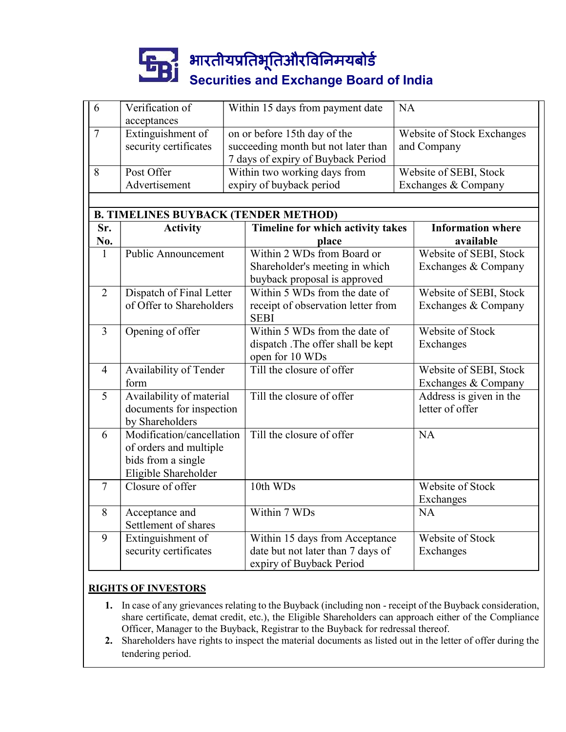| | | | |
|---|---|---|---|
| 6 | Verification of acceptances | Within 15 days from payment date | NA |
| 7 | Extinguishment of security certificates | on or before 15th day of the succeeding month but not later than 7 days of expiry of Buyback Period | Website of Stock Exchanges and Company |
| 8 | Post Offer Advertisement | Within two working days from expiry of buyback period | Website of SEBI, Stock Exchanges & Company |

**B. TIMELINES BUYBACK (TENDER METHOD)**

| Sr. No. | Activity | Timeline for which activity takes place | Information where available |
|---|---|---|---|
| 1 | Public Announcement | Within 2 WDs from Board or Shareholder's meeting in which buyback proposal is approved | Website of SEBI, Stock Exchanges & Company |
| 2 | Dispatch of Final Letter of Offer to Shareholders | Within 5 WDs from the date of receipt of observation letter from SEBI | Website of SEBI, Stock Exchanges & Company |
| 3 | Opening of offer | Within 5 WDs from the date of dispatch .The offer shall be kept open for 10 WDs | Website of Stock Exchanges |
| 4 | Availability of Tender form | Till the closure of offer | Website of SEBI, Stock Exchanges & Company |
| 5 | Availability of material documents for inspection by Shareholders | Till the closure of offer | Address is given in the letter of offer |
| 6 | Modification/cancellation of orders and multiple bids from a single Eligible Shareholder | Till the closure of offer | NA |
| 7 | Closure of offer | 10th WDs | Website of Stock Exchanges |
| 8 | Acceptance and Settlement of shares | Within 7 WDs | NA |
| 9 | Extinguishment of security certificates | Within 15 days from Acceptance date but not later than 7 days of expiry of Buyback Period | Website of Stock Exchanges |

**RIGHTS OF INVESTORS**

1. In case of any grievances relating to the Buyback (including non - receipt of the Buyback consideration, share certificate, demat credit, etc.), the Eligible Shareholders can approach either of the Compliance Officer, Manager to the Buyback, Registrar to the Buyback for redressal thereof.
2. Shareholders have rights to inspect the material documents as listed out in the letter of offer during the tendering period.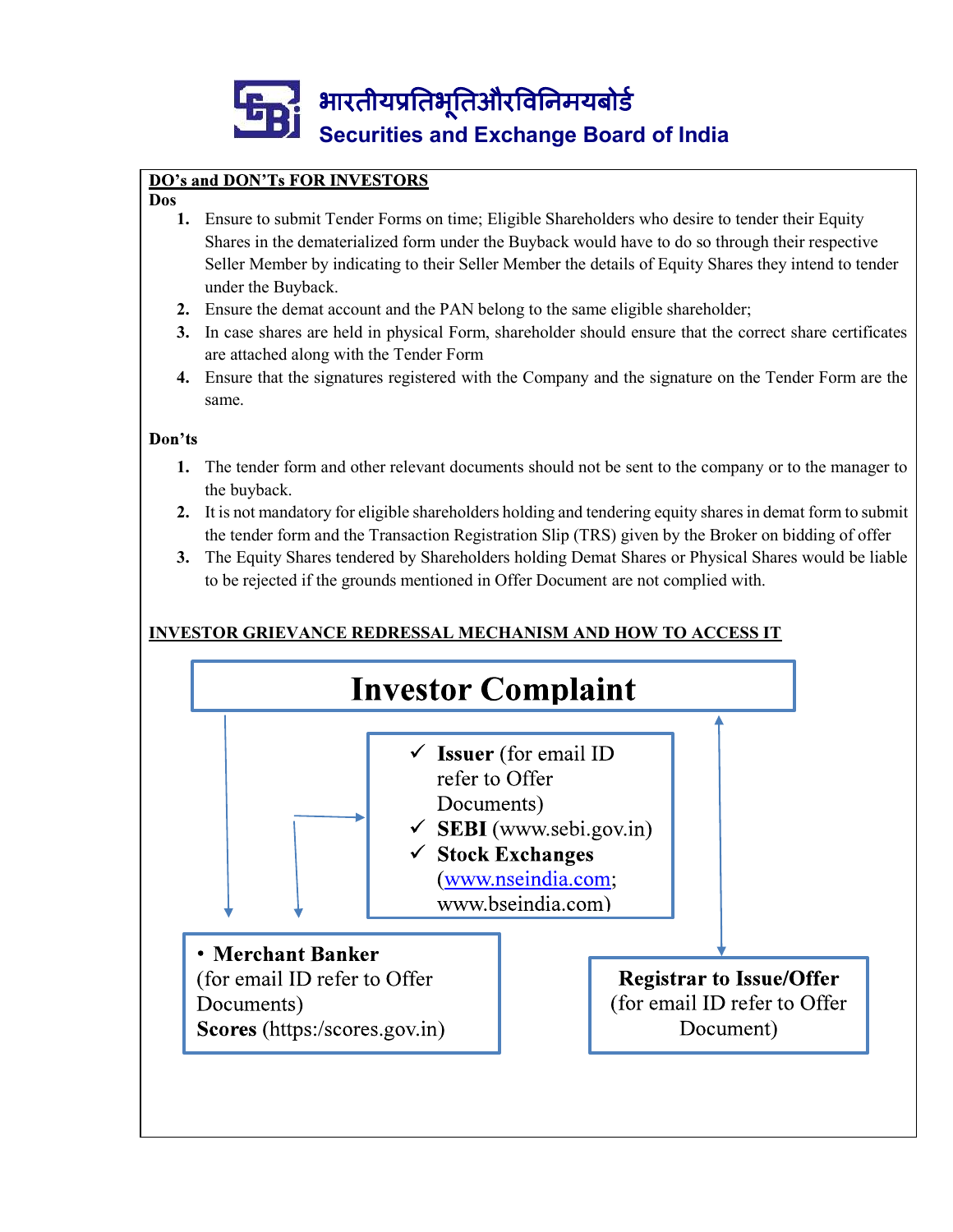भारतीयप्रतिभूतिऔरविनिमयबोर्ड

Securities and Exchange Board of India

**DO's and DON'Ts FOR INVESTORS**

**Dos**

1. Ensure to submit Tender Forms on time; Eligible Shareholders who desire to tender their Equity Shares in the dematerialized form under the Buyback would have to do so through their respective Seller Member by indicating to their Seller Member the details of Equity Shares they intend to tender under the Buyback.
2. Ensure the demat account and the PAN belong to the same eligible shareholder;
3. In case shares are held in physical Form, shareholder should ensure that the correct share certificates are attached along with the Tender Form
4. Ensure that the signatures registered with the Company and the signature on the Tender Form are the same.

**Don'ts**

1. The tender form and other relevant documents should not be sent to the company or to the manager to the buyback.
2. It is not mandatory for eligible shareholders holding and tendering equity shares in demat form to submit the tender form and the Transaction Registration Slip (TRS) given by the Broker on bidding of offer
3. The Equity Shares tendered by Shareholders holding Demat Shares or Physical Shares would be liable to be rejected if the grounds mentioned in Offer Document are not complied with.

**INVESTOR GRIEVANCE REDRESSAL MECHANISM AND HOW TO ACCESS IT**

**Investor Complaint**

- ✓ **Issuer** (for email ID refer to Offer Documents)
- ✓ **SEBI** (www.sebi.gov.in)
- ✓ **Stock Exchanges** (www.nseindia.com; www.bseindia.com)

- **Merchant Banker** (for email ID refer to Offer Documents)
  **Scores** (https:/scores.gov.in)

**Registrar to Issue/Offer** (for email ID refer to Offer Document)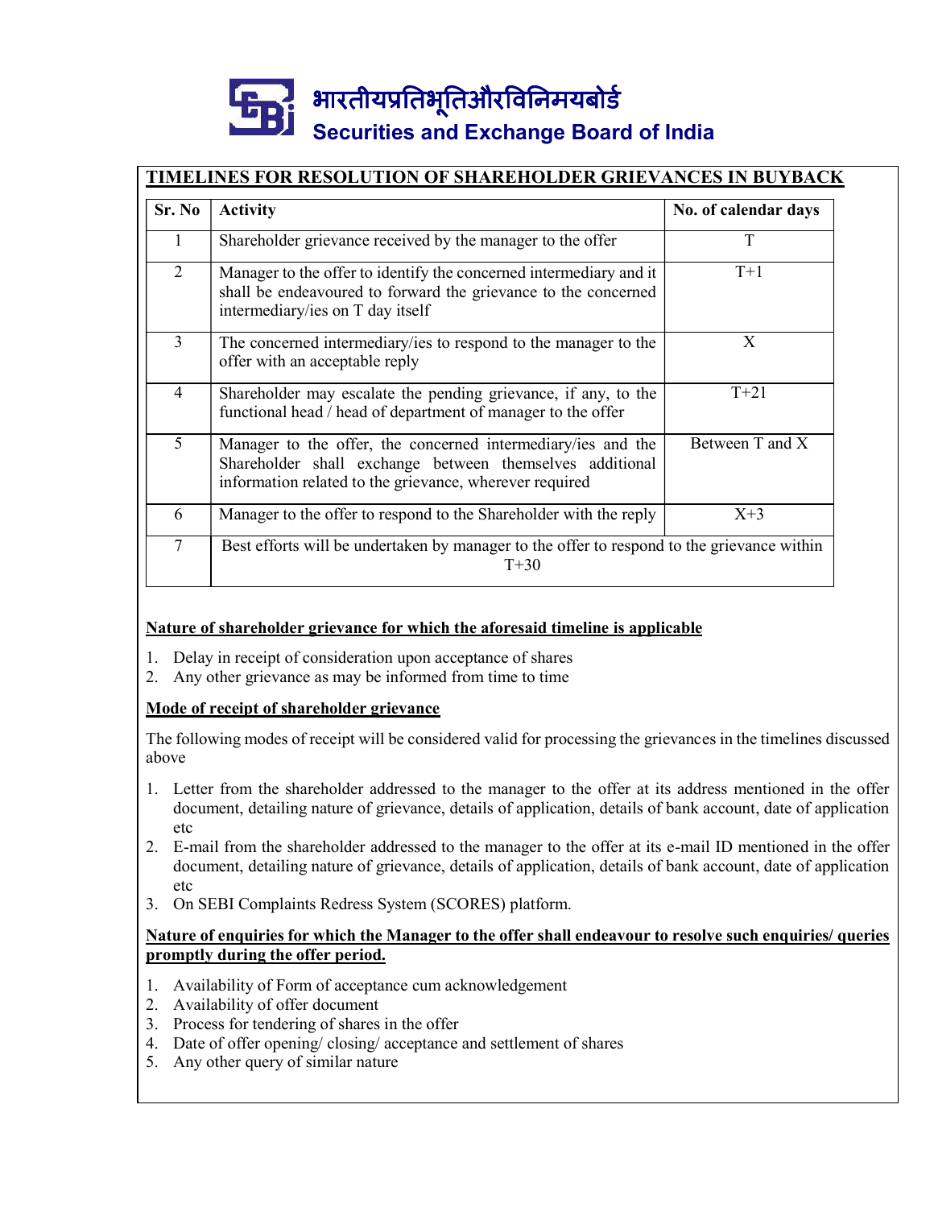# TIMELINES FOR RESOLUTION OF SHAREHOLDER GRIEVANCES IN BUYBACK

| Sr. No | Activity | No. of calendar days |
|---|---|---|
| 1 | Shareholder grievance received by the manager to the offer | T |
| 2 | Manager to the offer to identify the concerned intermediary and it shall be endeavoured to forward the grievance to the concerned intermediary/ies on T day itself | T+1 |
| 3 | The concerned intermediary/ies to respond to the manager to the offer with an acceptable reply | X |
| 4 | Shareholder may escalate the pending grievance, if any, to the functional head / head of department of manager to the offer | T+21 |
| 5 | Manager to the offer, the concerned intermediary/ies and the Shareholder shall exchange between themselves additional information related to the grievance, wherever required | Between T and X |
| 6 | Manager to the offer to respond to the Shareholder with the reply | X+3 |
| 7 | Best efforts will be undertaken by manager to the offer to respond to the grievance within T+30 | |

**Nature of shareholder grievance for which the aforesaid timeline is applicable**

1. Delay in receipt of consideration upon acceptance of shares
2. Any other grievance as may be informed from time to time

**Mode of receipt of shareholder grievance**

The following modes of receipt will be considered valid for processing the grievances in the timelines discussed above

1. Letter from the shareholder addressed to the manager to the offer at its address mentioned in the offer document, detailing nature of grievance, details of application, details of bank account, date of application etc
2. E-mail from the shareholder addressed to the manager to the offer at its e-mail ID mentioned in the offer document, detailing nature of grievance, details of application, details of bank account, date of application etc
3. On SEBI Complaints Redress System (SCORES) platform.

**Nature of enquiries for which the Manager to the offer shall endeavour to resolve such enquiries/ queries promptly during the offer period.**

1. Availability of Form of acceptance cum acknowledgement
2. Availability of offer document
3. Process for tendering of shares in the offer
4. Date of offer opening/ closing/ acceptance and settlement of shares
5. Any other query of similar nature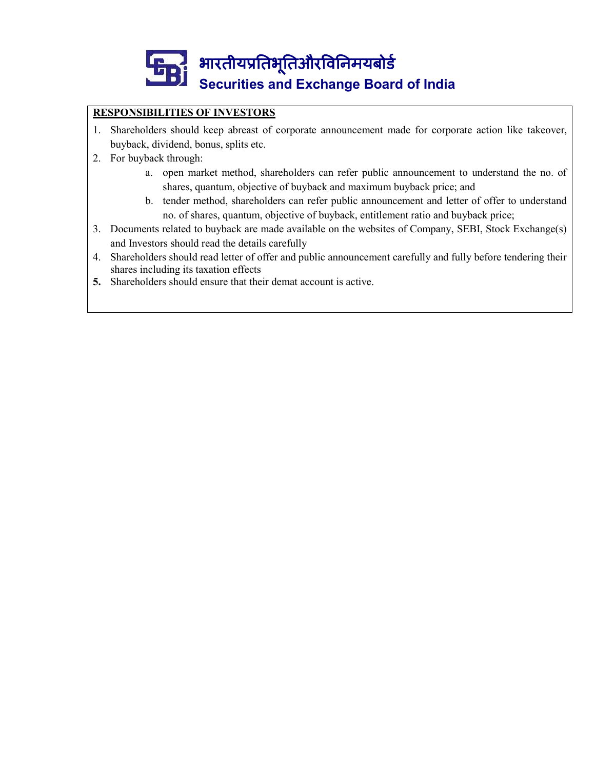भारतीयप्रतिभूतिऔरविनिमयबोर्ड
**Securities and Exchange Board of India**

**RESPONSIBILITIES OF INVESTORS**

1. Shareholders should keep abreast of corporate announcement made for corporate action like takeover, buyback, dividend, bonus, splits etc.
2. For buyback through:
   a. open market method, shareholders can refer public announcement to understand the no. of shares, quantum, objective of buyback and maximum buyback price; and
   b. tender method, shareholders can refer public announcement and letter of offer to understand no. of shares, quantum, objective of buyback, entitlement ratio and buyback price;
3. Documents related to buyback are made available on the websites of Company, SEBI, Stock Exchange(s) and Investors should read the details carefully
4. Shareholders should read letter of offer and public announcement carefully and fully before tendering their shares including its taxation effects
5. Shareholders should ensure that their demat account is active.